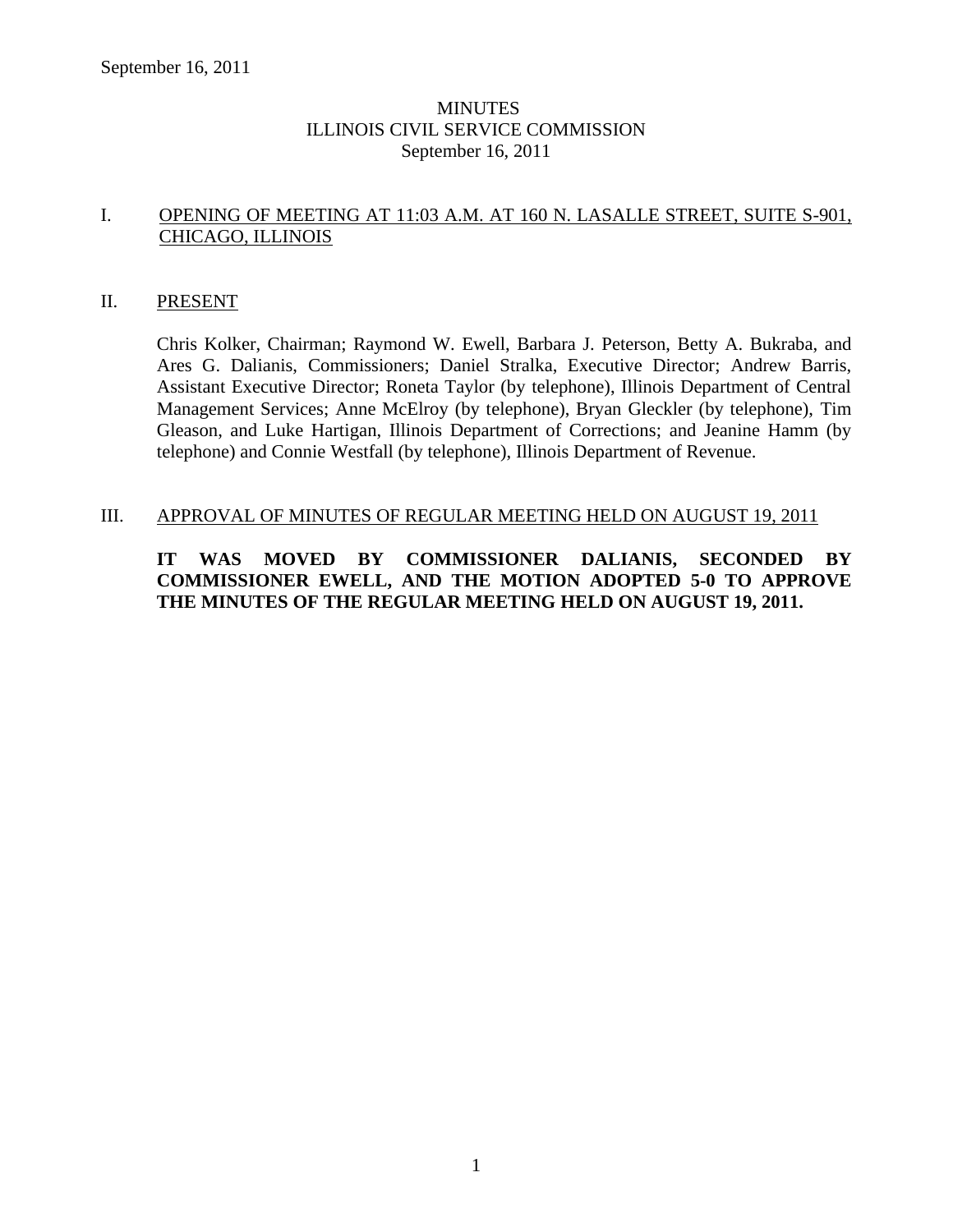# MINUTES
# ILLINOIS CIVIL SERVICE COMMISSION
# September 16, 2011

## I. OPENING OF MEETING AT 11:03 A.M. AT 160 N. LASALLE STREET, SUITE S-901, CHICAGO, ILLINOIS

## II. PRESENT

Chris Kolker, Chairman; Raymond W. Ewell, Barbara J. Peterson, Betty A. Bukraba, and Ares G. Dalianis, Commissioners; Daniel Stralka, Executive Director; Andrew Barris, Assistant Executive Director; Roneta Taylor (by telephone), Illinois Department of Central Management Services; Anne McElroy (by telephone), Bryan Gleckler (by telephone), Tim Gleason, and Luke Hartigan, Illinois Department of Corrections; and Jeanine Hamm (by telephone) and Connie Westfall (by telephone), Illinois Department of Revenue.

## III. APPROVAL OF MINUTES OF REGULAR MEETING HELD ON AUGUST 19, 2011

**IT WAS MOVED BY COMMISSIONER DALIANIS, SECONDED BY COMMISSIONER EWELL, AND THE MOTION ADOPTED 5-0 TO APPROVE THE MINUTES OF THE REGULAR MEETING HELD ON AUGUST 19, 2011.**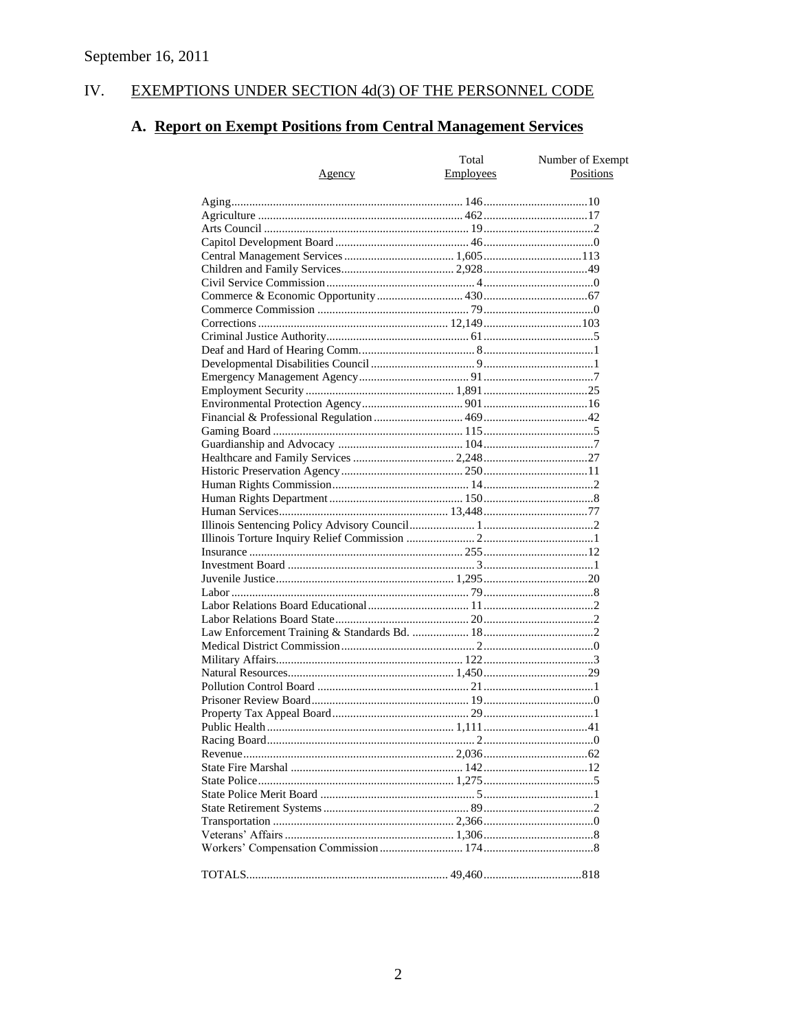September 16, 2011

## IV. EXEMPTIONS UNDER SECTION 4d(3) OF THE PERSONNEL CODE

### A. Report on Exempt Positions from Central Management Services

| Agency | Total Employees | Number of Exempt Positions |
|---|---|---|
| Aging | 146 | 10 |
| Agriculture | 462 | 17 |
| Arts Council | 19 | 2 |
| Capitol Development Board | 46 | 0 |
| Central Management Services | 1,605 | 113 |
| Children and Family Services | 2,928 | 49 |
| Civil Service Commission | 4 | 0 |
| Commerce & Economic Opportunity | 430 | 67 |
| Commerce Commission | 79 | 0 |
| Corrections | 12,149 | 103 |
| Criminal Justice Authority | 61 | 5 |
| Deaf and Hard of Hearing Comm. | 8 | 1 |
| Developmental Disabilities Council | 9 | 1 |
| Emergency Management Agency | 91 | 7 |
| Employment Security | 1,891 | 25 |
| Environmental Protection Agency | 901 | 16 |
| Financial & Professional Regulation | 469 | 42 |
| Gaming Board | 115 | 5 |
| Guardianship and Advocacy | 104 | 7 |
| Healthcare and Family Services | 2,248 | 27 |
| Historic Preservation Agency | 250 | 11 |
| Human Rights Commission | 14 | 2 |
| Human Rights Department | 150 | 8 |
| Human Services | 13,448 | 77 |
| Illinois Sentencing Policy Advisory Council | 1 | 2 |
| Illinois Torture Inquiry Relief Commission | 2 | 1 |
| Insurance | 255 | 12 |
| Investment Board | 3 | 1 |
| Juvenile Justice | 1,295 | 20 |
| Labor | 79 | 8 |
| Labor Relations Board Educational | 11 | 2 |
| Labor Relations Board State | 20 | 2 |
| Law Enforcement Training & Standards Bd. | 18 | 2 |
| Medical District Commission | 2 | 0 |
| Military Affairs | 122 | 3 |
| Natural Resources | 1,450 | 29 |
| Pollution Control Board | 21 | 1 |
| Prisoner Review Board | 19 | 0 |
| Property Tax Appeal Board | 29 | 1 |
| Public Health | 1,111 | 41 |
| Racing Board | 2 | 0 |
| Revenue | 2,036 | 62 |
| State Fire Marshal | 142 | 12 |
| State Police | 1,275 | 5 |
| State Police Merit Board | 5 | 1 |
| State Retirement Systems | 89 | 2 |
| Transportation | 2,366 | 0 |
| Veterans' Affairs | 1,306 | 8 |
| Workers' Compensation Commission | 174 | 8 |
| TOTALS | 49,460 | 818 |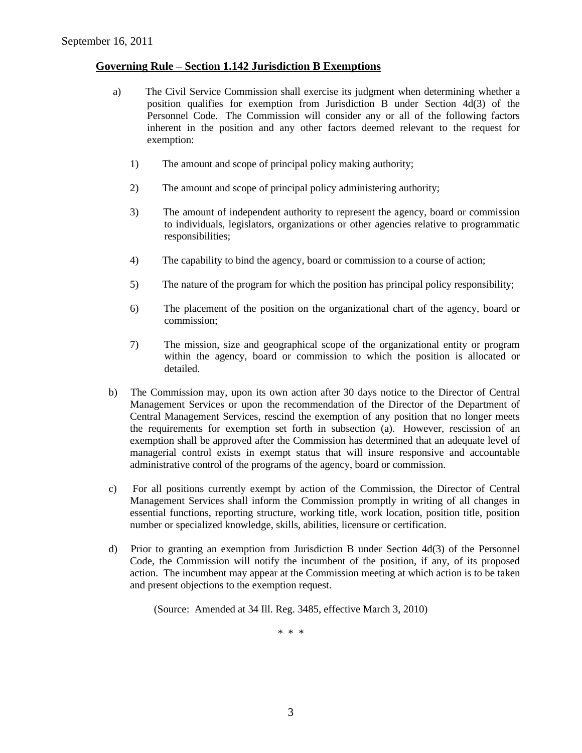September 16, 2011

**Governing Rule – Section 1.142 Jurisdiction B Exemptions**

a) The Civil Service Commission shall exercise its judgment when determining whether a position qualifies for exemption from Jurisdiction B under Section 4d(3) of the Personnel Code. The Commission will consider any or all of the following factors inherent in the position and any other factors deemed relevant to the request for exemption:

1) The amount and scope of principal policy making authority;

2) The amount and scope of principal policy administering authority;

3) The amount of independent authority to represent the agency, board or commission to individuals, legislators, organizations or other agencies relative to programmatic responsibilities;

4) The capability to bind the agency, board or commission to a course of action;

5) The nature of the program for which the position has principal policy responsibility;

6) The placement of the position on the organizational chart of the agency, board or commission;

7) The mission, size and geographical scope of the organizational entity or program within the agency, board or commission to which the position is allocated or detailed.

b) The Commission may, upon its own action after 30 days notice to the Director of Central Management Services or upon the recommendation of the Director of the Department of Central Management Services, rescind the exemption of any position that no longer meets the requirements for exemption set forth in subsection (a). However, rescission of an exemption shall be approved after the Commission has determined that an adequate level of managerial control exists in exempt status that will insure responsive and accountable administrative control of the programs of the agency, board or commission.

c) For all positions currently exempt by action of the Commission, the Director of Central Management Services shall inform the Commission promptly in writing of all changes in essential functions, reporting structure, working title, work location, position title, position number or specialized knowledge, skills, abilities, licensure or certification.

d) Prior to granting an exemption from Jurisdiction B under Section 4d(3) of the Personnel Code, the Commission will notify the incumbent of the position, if any, of its proposed action. The incumbent may appear at the Commission meeting at which action is to be taken and present objections to the exemption request.

(Source: Amended at 34 Ill. Reg. 3485, effective March 3, 2010)

\* \* \*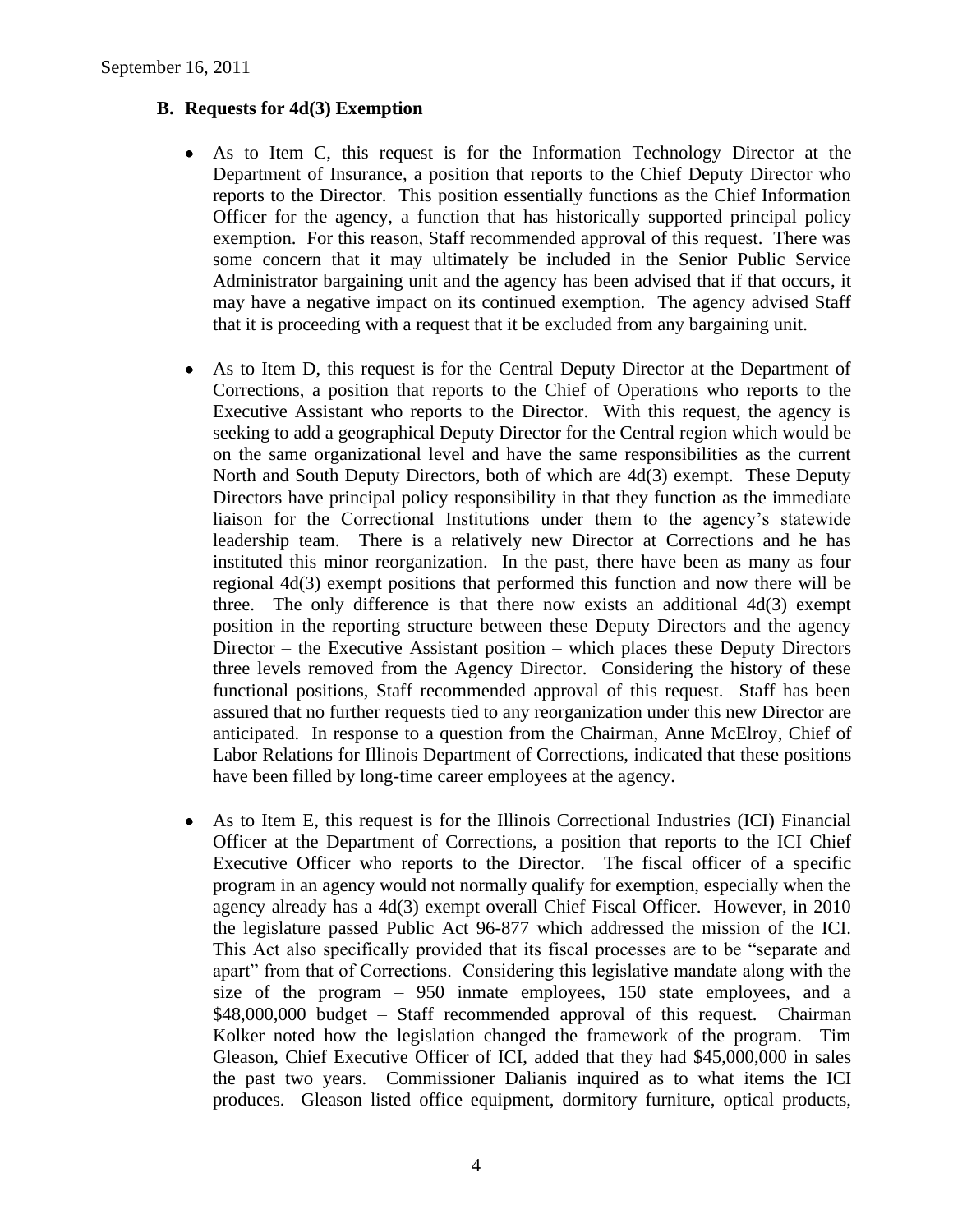### B. Requests for 4d(3) Exemption

- As to Item C, this request is for the Information Technology Director at the Department of Insurance, a position that reports to the Chief Deputy Director who reports to the Director. This position essentially functions as the Chief Information Officer for the agency, a function that has historically supported principal policy exemption. For this reason, Staff recommended approval of this request. There was some concern that it may ultimately be included in the Senior Public Service Administrator bargaining unit and the agency has been advised that if that occurs, it may have a negative impact on its continued exemption. The agency advised Staff that it is proceeding with a request that it be excluded from any bargaining unit.

- As to Item D, this request is for the Central Deputy Director at the Department of Corrections, a position that reports to the Chief of Operations who reports to the Executive Assistant who reports to the Director. With this request, the agency is seeking to add a geographical Deputy Director for the Central region which would be on the same organizational level and have the same responsibilities as the current North and South Deputy Directors, both of which are 4d(3) exempt. These Deputy Directors have principal policy responsibility in that they function as the immediate liaison for the Correctional Institutions under them to the agency's statewide leadership team. There is a relatively new Director at Corrections and he has instituted this minor reorganization. In the past, there have been as many as four regional 4d(3) exempt positions that performed this function and now there will be three. The only difference is that there now exists an additional 4d(3) exempt position in the reporting structure between these Deputy Directors and the agency Director – the Executive Assistant position – which places these Deputy Directors three levels removed from the Agency Director. Considering the history of these functional positions, Staff recommended approval of this request. Staff has been assured that no further requests tied to any reorganization under this new Director are anticipated. In response to a question from the Chairman, Anne McElroy, Chief of Labor Relations for Illinois Department of Corrections, indicated that these positions have been filled by long-time career employees at the agency.

- As to Item E, this request is for the Illinois Correctional Industries (ICI) Financial Officer at the Department of Corrections, a position that reports to the ICI Chief Executive Officer who reports to the Director. The fiscal officer of a specific program in an agency would not normally qualify for exemption, especially when the agency already has a 4d(3) exempt overall Chief Fiscal Officer. However, in 2010 the legislature passed Public Act 96-877 which addressed the mission of the ICI. This Act also specifically provided that its fiscal processes are to be "separate and apart" from that of Corrections. Considering this legislative mandate along with the size of the program – 950 inmate employees, 150 state employees, and a $48,000,000 budget – Staff recommended approval of this request. Chairman Kolker noted how the legislation changed the framework of the program. Tim Gleason, Chief Executive Officer of ICI, added that they had $45,000,000 in sales the past two years. Commissioner Dalianis inquired as to what items the ICI produces. Gleason listed office equipment, dormitory furniture, optical products,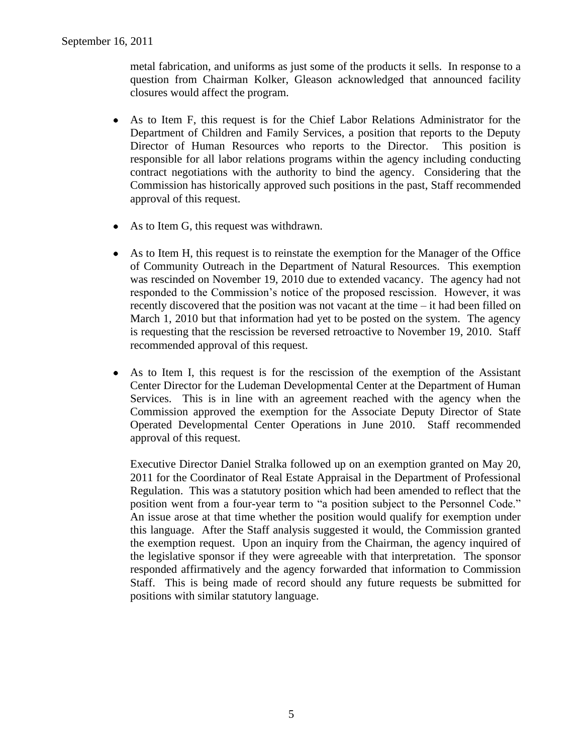metal fabrication, and uniforms as just some of the products it sells. In response to a question from Chairman Kolker, Gleason acknowledged that announced facility closures would affect the program.

- As to Item F, this request is for the Chief Labor Relations Administrator for the Department of Children and Family Services, a position that reports to the Deputy Director of Human Resources who reports to the Director. This position is responsible for all labor relations programs within the agency including conducting contract negotiations with the authority to bind the agency. Considering that the Commission has historically approved such positions in the past, Staff recommended approval of this request.

- As to Item G, this request was withdrawn.

- As to Item H, this request is to reinstate the exemption for the Manager of the Office of Community Outreach in the Department of Natural Resources. This exemption was rescinded on November 19, 2010 due to extended vacancy. The agency had not responded to the Commission's notice of the proposed rescission. However, it was recently discovered that the position was not vacant at the time – it had been filled on March 1, 2010 but that information had yet to be posted on the system. The agency is requesting that the rescission be reversed retroactive to November 19, 2010. Staff recommended approval of this request.

- As to Item I, this request is for the rescission of the exemption of the Assistant Center Director for the Ludeman Developmental Center at the Department of Human Services. This is in line with an agreement reached with the agency when the Commission approved the exemption for the Associate Deputy Director of State Operated Developmental Center Operations in June 2010. Staff recommended approval of this request.

  Executive Director Daniel Stralka followed up on an exemption granted on May 20, 2011 for the Coordinator of Real Estate Appraisal in the Department of Professional Regulation. This was a statutory position which had been amended to reflect that the position went from a four-year term to "a position subject to the Personnel Code." An issue arose at that time whether the position would qualify for exemption under this language. After the Staff analysis suggested it would, the Commission granted the exemption request. Upon an inquiry from the Chairman, the agency inquired of the legislative sponsor if they were agreeable with that interpretation. The sponsor responded affirmatively and the agency forwarded that information to Commission Staff. This is being made of record should any future requests be submitted for positions with similar statutory language.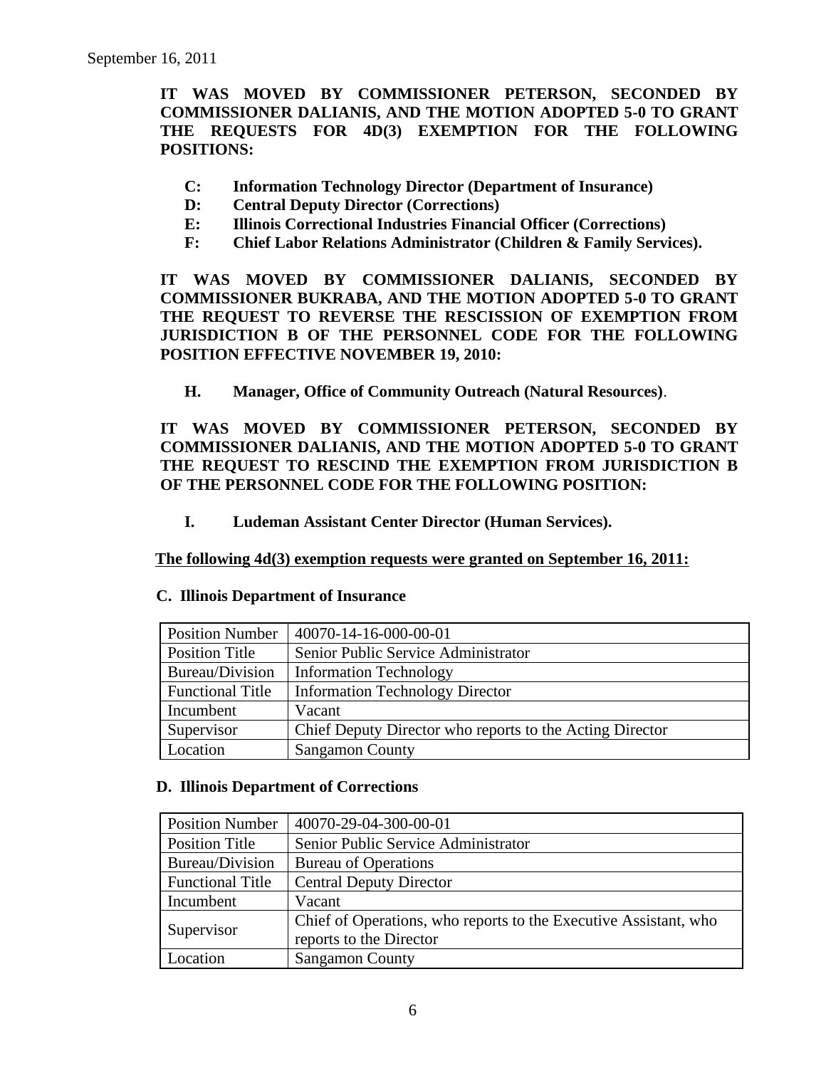September 16, 2011

**IT WAS MOVED BY COMMISSIONER PETERSON, SECONDED BY COMMISSIONER DALIANIS, AND THE MOTION ADOPTED 5-0 TO GRANT THE REQUESTS FOR 4D(3) EXEMPTION FOR THE FOLLOWING POSITIONS:**

- **C: Information Technology Director (Department of Insurance)**
- **D: Central Deputy Director (Corrections)**
- **E: Illinois Correctional Industries Financial Officer (Corrections)**
- **F: Chief Labor Relations Administrator (Children & Family Services).**

**IT WAS MOVED BY COMMISSIONER DALIANIS, SECONDED BY COMMISSIONER BUKRABA, AND THE MOTION ADOPTED 5-0 TO GRANT THE REQUEST TO REVERSE THE RESCISSION OF EXEMPTION FROM JURISDICTION B OF THE PERSONNEL CODE FOR THE FOLLOWING POSITION EFFECTIVE NOVEMBER 19, 2010:**

- **H. Manager, Office of Community Outreach (Natural Resources)**.

**IT WAS MOVED BY COMMISSIONER PETERSON, SECONDED BY COMMISSIONER DALIANIS, AND THE MOTION ADOPTED 5-0 TO GRANT THE REQUEST TO RESCIND THE EXEMPTION FROM JURISDICTION B OF THE PERSONNEL CODE FOR THE FOLLOWING POSITION:**

- **I. Ludeman Assistant Center Director (Human Services).**

**The following 4d(3) exemption requests were granted on September 16, 2011:**

**C. Illinois Department of Insurance**

| Position Number | 40070-14-16-000-00-01 |
|---|---|
| Position Title | Senior Public Service Administrator |
| Bureau/Division | Information Technology |
| Functional Title | Information Technology Director |
| Incumbent | Vacant |
| Supervisor | Chief Deputy Director who reports to the Acting Director |
| Location | Sangamon County |

**D. Illinois Department of Corrections**

| Position Number | 40070-29-04-300-00-01 |
|---|---|
| Position Title | Senior Public Service Administrator |
| Bureau/Division | Bureau of Operations |
| Functional Title | Central Deputy Director |
| Incumbent | Vacant |
| Supervisor | Chief of Operations, who reports to the Executive Assistant, who reports to the Director |
| Location | Sangamon County |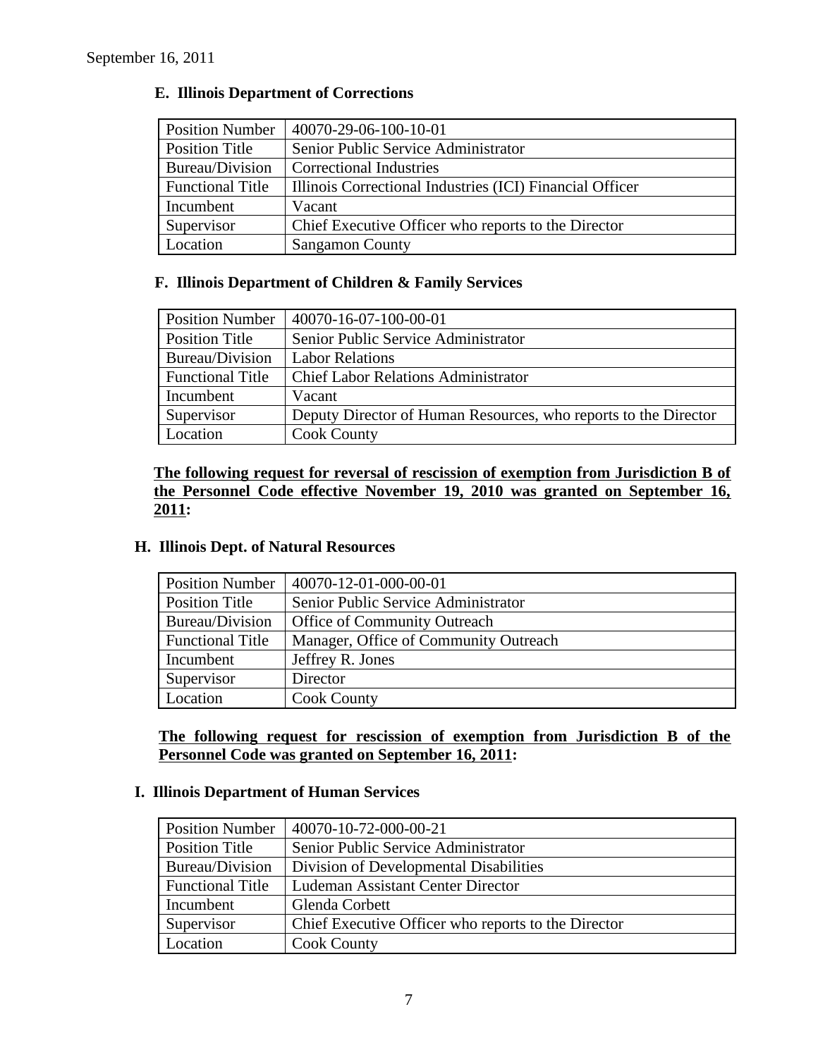September 16, 2011

### E. Illinois Department of Corrections

| Position Number | 40070-29-06-100-10-01 |
|---|---|
| Position Title | Senior Public Service Administrator |
| Bureau/Division | Correctional Industries |
| Functional Title | Illinois Correctional Industries (ICI) Financial Officer |
| Incumbent | Vacant |
| Supervisor | Chief Executive Officer who reports to the Director |
| Location | Sangamon County |

### F. Illinois Department of Children & Family Services

| Position Number | 40070-16-07-100-00-01 |
|---|---|
| Position Title | Senior Public Service Administrator |
| Bureau/Division | Labor Relations |
| Functional Title | Chief Labor Relations Administrator |
| Incumbent | Vacant |
| Supervisor | Deputy Director of Human Resources, who reports to the Director |
| Location | Cook County |

**The following request for reversal of rescission of exemption from Jurisdiction B of the Personnel Code effective November 19, 2010 was granted on September 16, 2011:**

### H. Illinois Dept. of Natural Resources

| Position Number | 40070-12-01-000-00-01 |
|---|---|
| Position Title | Senior Public Service Administrator |
| Bureau/Division | Office of Community Outreach |
| Functional Title | Manager, Office of Community Outreach |
| Incumbent | Jeffrey R. Jones |
| Supervisor | Director |
| Location | Cook County |

**The following request for rescission of exemption from Jurisdiction B of the Personnel Code was granted on September 16, 2011:**

### I. Illinois Department of Human Services

| Position Number | 40070-10-72-000-00-21 |
|---|---|
| Position Title | Senior Public Service Administrator |
| Bureau/Division | Division of Developmental Disabilities |
| Functional Title | Ludeman Assistant Center Director |
| Incumbent | Glenda Corbett |
| Supervisor | Chief Executive Officer who reports to the Director |
| Location | Cook County |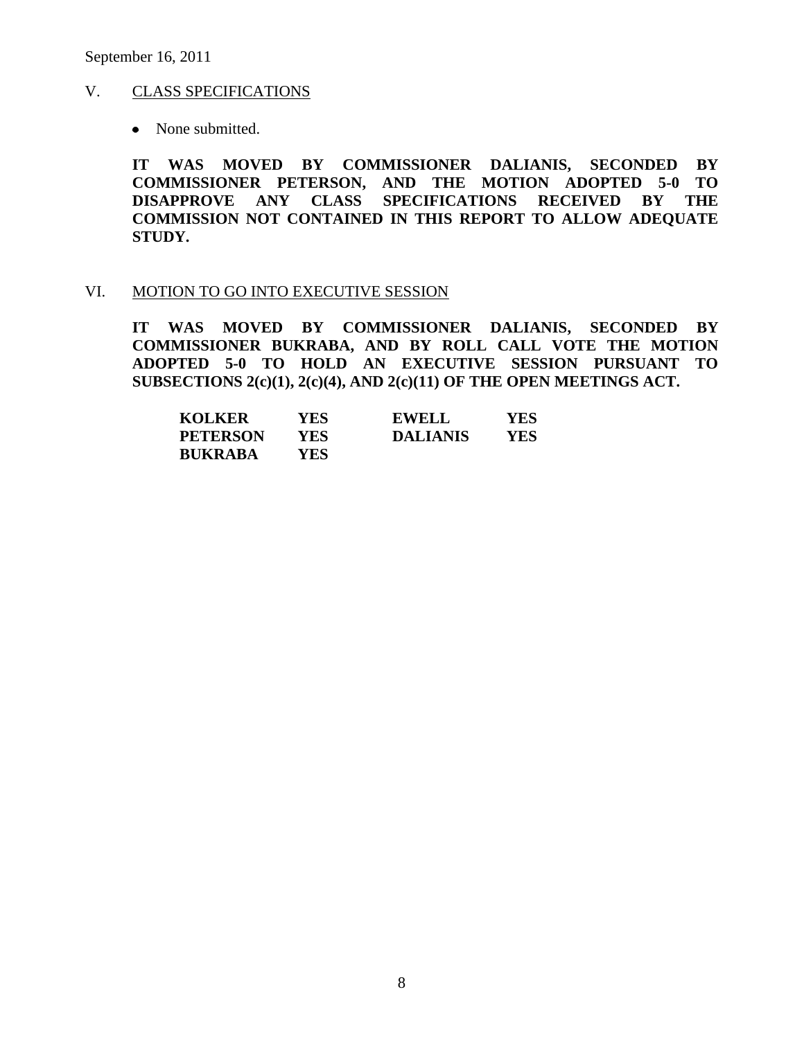September 16, 2011

## V. CLASS SPECIFICATIONS

- None submitted.

**IT WAS MOVED BY COMMISSIONER DALIANIS, SECONDED BY COMMISSIONER PETERSON, AND THE MOTION ADOPTED 5-0 TO DISAPPROVE ANY CLASS SPECIFICATIONS RECEIVED BY THE COMMISSION NOT CONTAINED IN THIS REPORT TO ALLOW ADEQUATE STUDY.**

## VI. MOTION TO GO INTO EXECUTIVE SESSION

**IT WAS MOVED BY COMMISSIONER DALIANIS, SECONDED BY COMMISSIONER BUKRABA, AND BY ROLL CALL VOTE THE MOTION ADOPTED 5-0 TO HOLD AN EXECUTIVE SESSION PURSUANT TO SUBSECTIONS 2(c)(1), 2(c)(4), AND 2(c)(11) OF THE OPEN MEETINGS ACT.**

| | | | |
|---|---|---|---|
| **KOLKER** | **YES** | **EWELL** | **YES** |
| **PETERSON** | **YES** | **DALIANIS** | **YES** |
| **BUKRABA** | **YES** | | |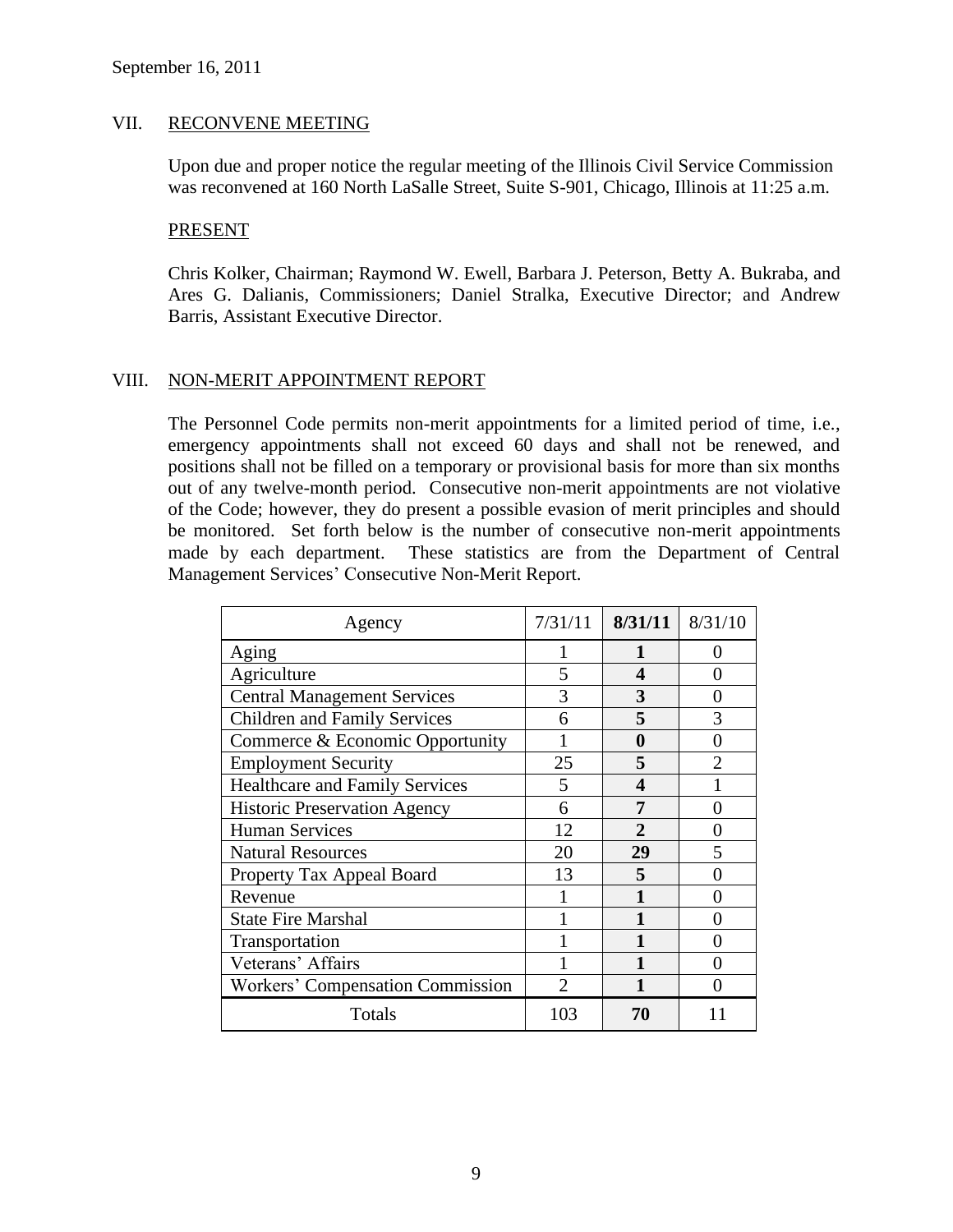September 16, 2011

## VII. RECONVENE MEETING

Upon due and proper notice the regular meeting of the Illinois Civil Service Commission was reconvened at 160 North LaSalle Street, Suite S-901, Chicago, Illinois at 11:25 a.m.

### PRESENT

Chris Kolker, Chairman; Raymond W. Ewell, Barbara J. Peterson, Betty A. Bukraba, and Ares G. Dalianis, Commissioners; Daniel Stralka, Executive Director; and Andrew Barris, Assistant Executive Director.

## VIII. NON-MERIT APPOINTMENT REPORT

The Personnel Code permits non-merit appointments for a limited period of time, i.e., emergency appointments shall not exceed 60 days and shall not be renewed, and positions shall not be filled on a temporary or provisional basis for more than six months out of any twelve-month period. Consecutive non-merit appointments are not violative of the Code; however, they do present a possible evasion of merit principles and should be monitored. Set forth below is the number of consecutive non-merit appointments made by each department. These statistics are from the Department of Central Management Services' Consecutive Non-Merit Report.

| Agency | 7/31/11 | **8/31/11** | 8/31/10 |
|---|---|---|---|
| Aging | 1 | **1** | 0 |
| Agriculture | 5 | **4** | 0 |
| Central Management Services | 3 | **3** | 0 |
| Children and Family Services | 6 | **5** | 3 |
| Commerce & Economic Opportunity | 1 | **0** | 0 |
| Employment Security | 25 | **5** | 2 |
| Healthcare and Family Services | 5 | **4** | 1 |
| Historic Preservation Agency | 6 | **7** | 0 |
| Human Services | 12 | **2** | 0 |
| Natural Resources | 20 | **29** | 5 |
| Property Tax Appeal Board | 13 | **5** | 0 |
| Revenue | 1 | **1** | 0 |
| State Fire Marshal | 1 | **1** | 0 |
| Transportation | 1 | **1** | 0 |
| Veterans' Affairs | 1 | **1** | 0 |
| Workers' Compensation Commission | 2 | **1** | 0 |
| Totals | 103 | **70** | 11 |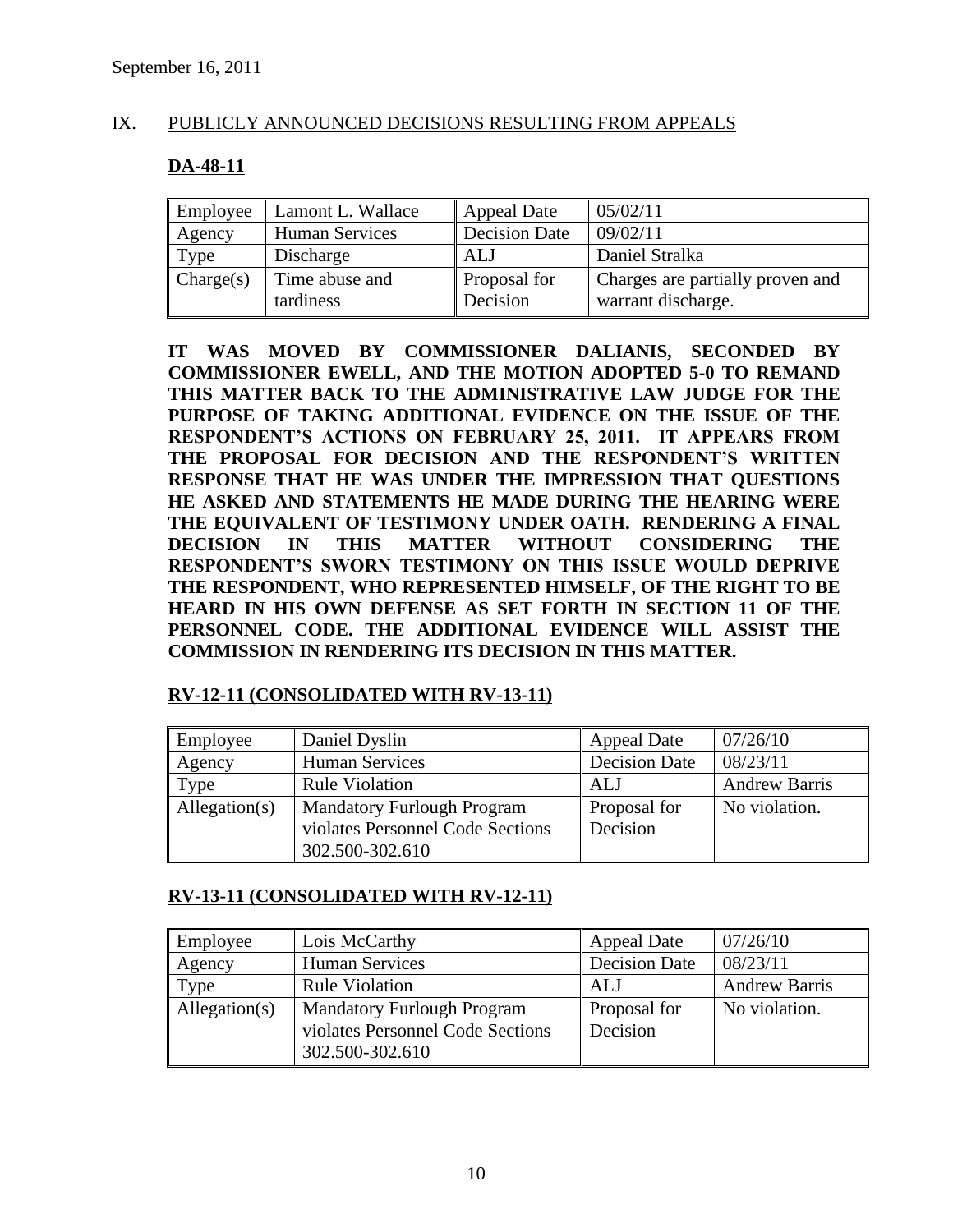September 16, 2011

## IX. PUBLICLY ANNOUNCED DECISIONS RESULTING FROM APPEALS

### DA-48-11

| Employee | Lamont L. Wallace | Appeal Date | 05/02/11 |
|---|---|---|---|
| Agency | Human Services | Decision Date | 09/02/11 |
| Type | Discharge | ALJ | Daniel Stralka |
| Charge(s) | Time abuse and tardiness | Proposal for Decision | Charges are partially proven and warrant discharge. |

**IT WAS MOVED BY COMMISSIONER DALIANIS, SECONDED BY COMMISSIONER EWELL, AND THE MOTION ADOPTED 5-0 TO REMAND THIS MATTER BACK TO THE ADMINISTRATIVE LAW JUDGE FOR THE PURPOSE OF TAKING ADDITIONAL EVIDENCE ON THE ISSUE OF THE RESPONDENT'S ACTIONS ON FEBRUARY 25, 2011. IT APPEARS FROM THE PROPOSAL FOR DECISION AND THE RESPONDENT'S WRITTEN RESPONSE THAT HE WAS UNDER THE IMPRESSION THAT QUESTIONS HE ASKED AND STATEMENTS HE MADE DURING THE HEARING WERE THE EQUIVALENT OF TESTIMONY UNDER OATH. RENDERING A FINAL DECISION IN THIS MATTER WITHOUT CONSIDERING THE RESPONDENT'S SWORN TESTIMONY ON THIS ISSUE WOULD DEPRIVE THE RESPONDENT, WHO REPRESENTED HIMSELF, OF THE RIGHT TO BE HEARD IN HIS OWN DEFENSE AS SET FORTH IN SECTION 11 OF THE PERSONNEL CODE. THE ADDITIONAL EVIDENCE WILL ASSIST THE COMMISSION IN RENDERING ITS DECISION IN THIS MATTER.**

### RV-12-11 (CONSOLIDATED WITH RV-13-11)

| Employee | Daniel Dyslin | Appeal Date | 07/26/10 |
|---|---|---|---|
| Agency | Human Services | Decision Date | 08/23/11 |
| Type | Rule Violation | ALJ | Andrew Barris |
| Allegation(s) | Mandatory Furlough Program violates Personnel Code Sections 302.500-302.610 | Proposal for Decision | No violation. |

### RV-13-11 (CONSOLIDATED WITH RV-12-11)

| Employee | Lois McCarthy | Appeal Date | 07/26/10 |
|---|---|---|---|
| Agency | Human Services | Decision Date | 08/23/11 |
| Type | Rule Violation | ALJ | Andrew Barris |
| Allegation(s) | Mandatory Furlough Program violates Personnel Code Sections 302.500-302.610 | Proposal for Decision | No violation. |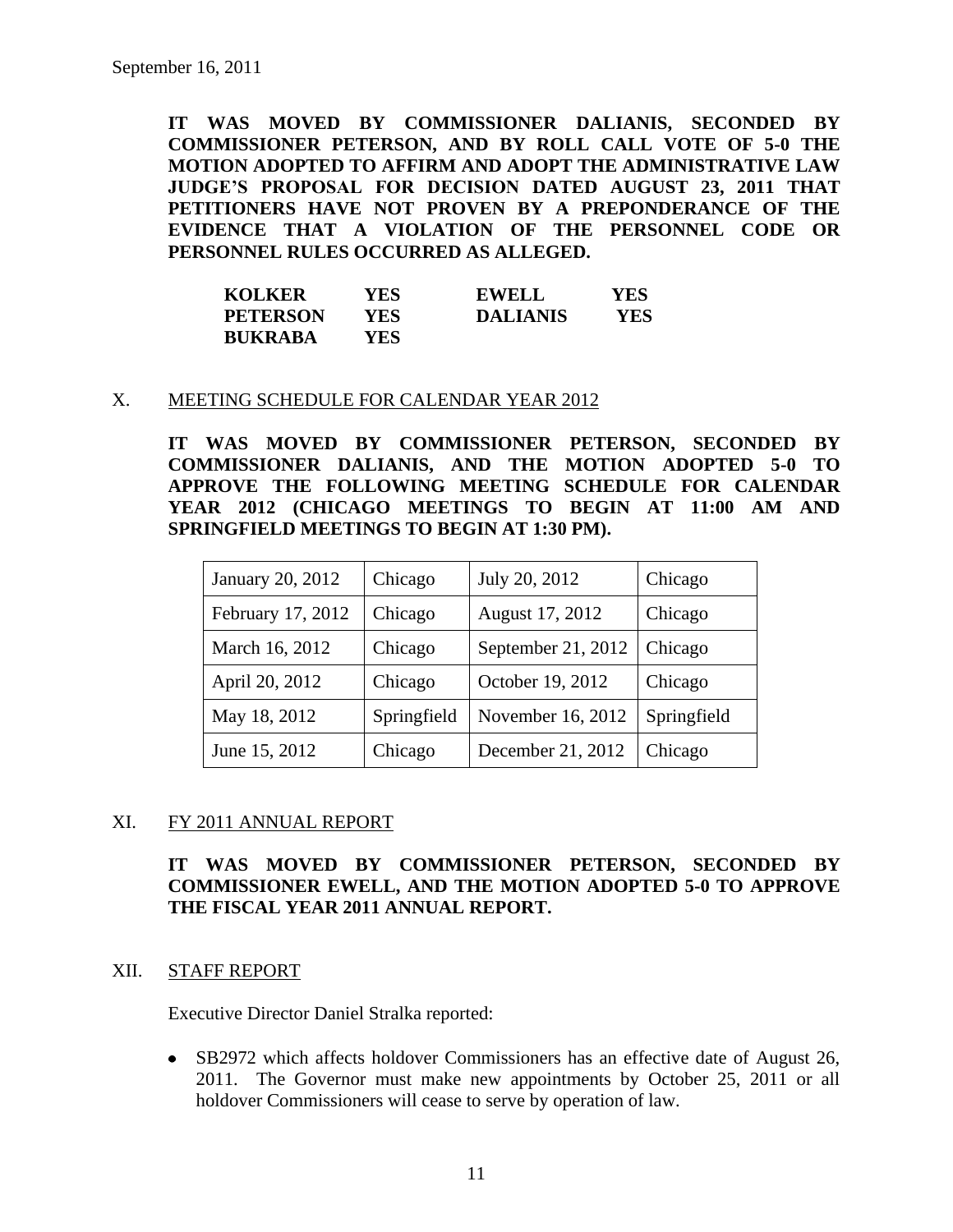September 16, 2011

**IT WAS MOVED BY COMMISSIONER DALIANIS, SECONDED BY COMMISSIONER PETERSON, AND BY ROLL CALL VOTE OF 5-0 THE MOTION ADOPTED TO AFFIRM AND ADOPT THE ADMINISTRATIVE LAW JUDGE'S PROPOSAL FOR DECISION DATED AUGUST 23, 2011 THAT PETITIONERS HAVE NOT PROVEN BY A PREPONDERANCE OF THE EVIDENCE THAT A VIOLATION OF THE PERSONNEL CODE OR PERSONNEL RULES OCCURRED AS ALLEGED.**

| | | | |
|---|---|---|---|
| **KOLKER** | **YES** | **EWELL** | **YES** |
| **PETERSON** | **YES** | **DALIANIS** | **YES** |
| **BUKRABA** | **YES** | | |

## X. MEETING SCHEDULE FOR CALENDAR YEAR 2012

**IT WAS MOVED BY COMMISSIONER PETERSON, SECONDED BY COMMISSIONER DALIANIS, AND THE MOTION ADOPTED 5-0 TO APPROVE THE FOLLOWING MEETING SCHEDULE FOR CALENDAR YEAR 2012 (CHICAGO MEETINGS TO BEGIN AT 11:00 AM AND SPRINGFIELD MEETINGS TO BEGIN AT 1:30 PM).**

| | | | |
|---|---|---|---|
| January 20, 2012 | Chicago | July 20, 2012 | Chicago |
| February 17, 2012 | Chicago | August 17, 2012 | Chicago |
| March 16, 2012 | Chicago | September 21, 2012 | Chicago |
| April 20, 2012 | Chicago | October 19, 2012 | Chicago |
| May 18, 2012 | Springfield | November 16, 2012 | Springfield |
| June 15, 2012 | Chicago | December 21, 2012 | Chicago |

## XI. FY 2011 ANNUAL REPORT

**IT WAS MOVED BY COMMISSIONER PETERSON, SECONDED BY COMMISSIONER EWELL, AND THE MOTION ADOPTED 5-0 TO APPROVE THE FISCAL YEAR 2011 ANNUAL REPORT.**

## XII. STAFF REPORT

Executive Director Daniel Stralka reported:

- SB2972 which affects holdover Commissioners has an effective date of August 26, 2011. The Governor must make new appointments by October 25, 2011 or all holdover Commissioners will cease to serve by operation of law.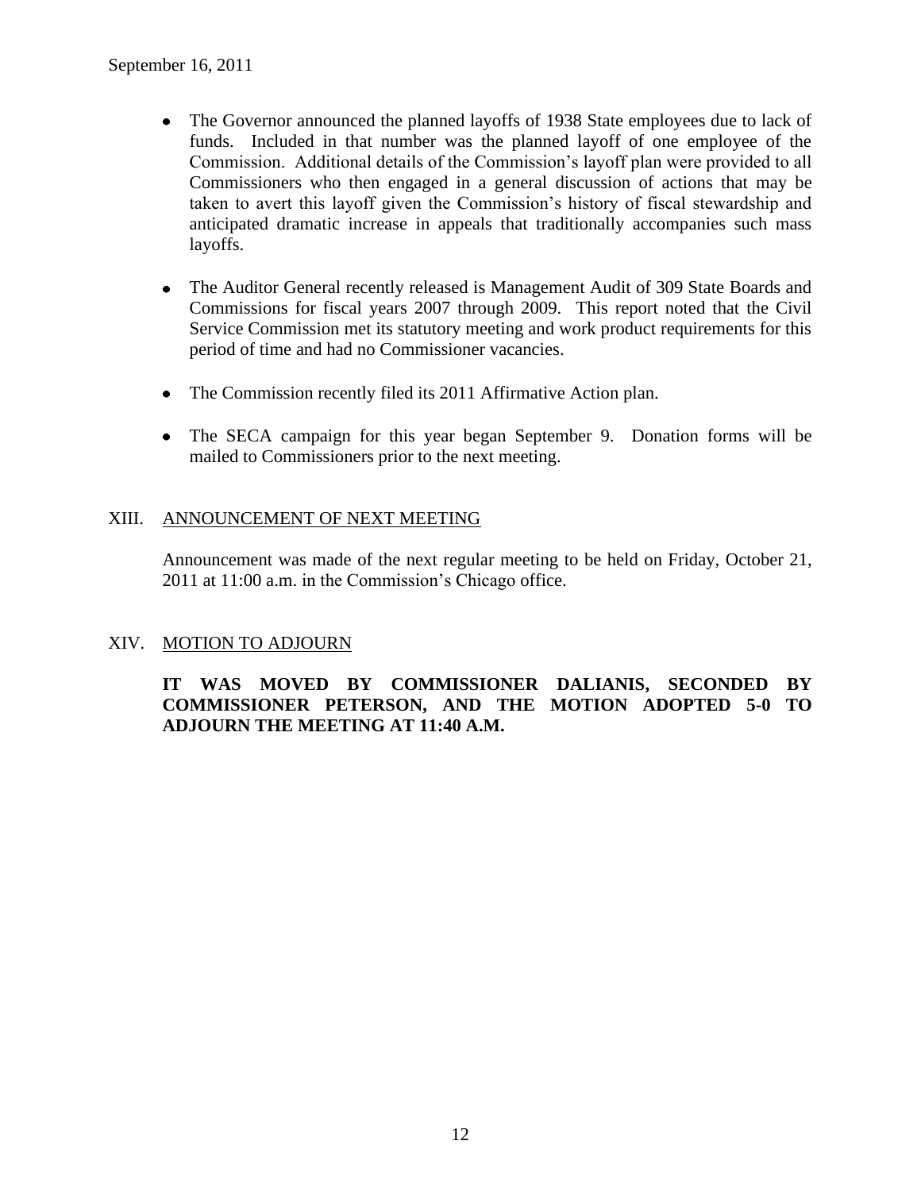- The Governor announced the planned layoffs of 1938 State employees due to lack of funds. Included in that number was the planned layoff of one employee of the Commission. Additional details of the Commission's layoff plan were provided to all Commissioners who then engaged in a general discussion of actions that may be taken to avert this layoff given the Commission's history of fiscal stewardship and anticipated dramatic increase in appeals that traditionally accompanies such mass layoffs.

- The Auditor General recently released is Management Audit of 309 State Boards and Commissions for fiscal years 2007 through 2009. This report noted that the Civil Service Commission met its statutory meeting and work product requirements for this period of time and had no Commissioner vacancies.

- The Commission recently filed its 2011 Affirmative Action plan.

- The SECA campaign for this year began September 9. Donation forms will be mailed to Commissioners prior to the next meeting.

## XIII. ANNOUNCEMENT OF NEXT MEETING

Announcement was made of the next regular meeting to be held on Friday, October 21, 2011 at 11:00 a.m. in the Commission's Chicago office.

## XIV. MOTION TO ADJOURN

**IT WAS MOVED BY COMMISSIONER DALIANIS, SECONDED BY COMMISSIONER PETERSON, AND THE MOTION ADOPTED 5-0 TO ADJOURN THE MEETING AT 11:40 A.M.**